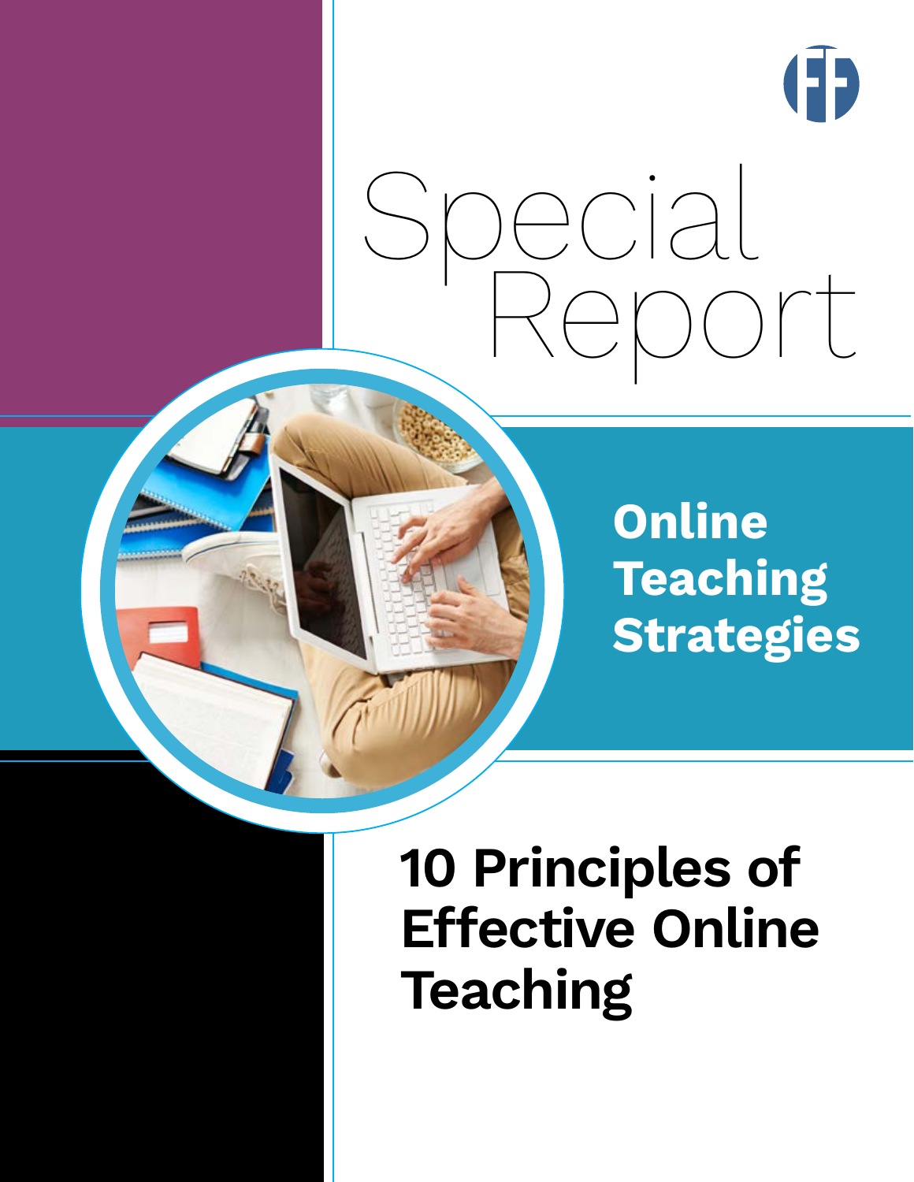# Special Report

## Online Teaching Strategies

# 10 Principles of Effective Online Teaching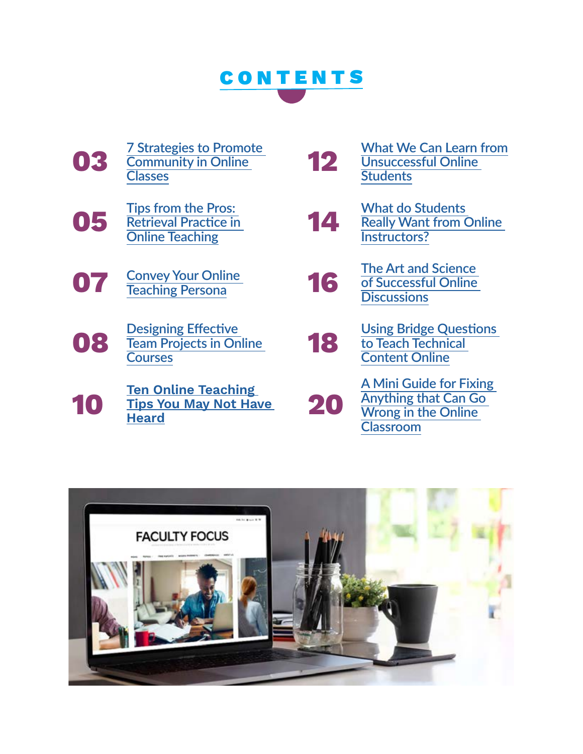# CONTENTS

03 [7 Strategies to Promote Community in Online Classes]

05 [Tips from the Pros: Retrieval Practice in Online Teaching]

07 [Convey Your Online Teaching Persona]

08 [Designing Effective Team Projects in Online Courses]

10 **[Ten Online Teaching Tips You May Not Have Heard]**

12 [What We Can Learn from Unsuccessful Online Students]

14 [What do Students Really Want from Online Instructors?]

16 [The Art and Science of Successful Online Discussions]

18 [Using Bridge Questions to Teach Technical Content Online]

20 [A Mini Guide for Fixing Anything that Can Go Wrong in the Online Classroom]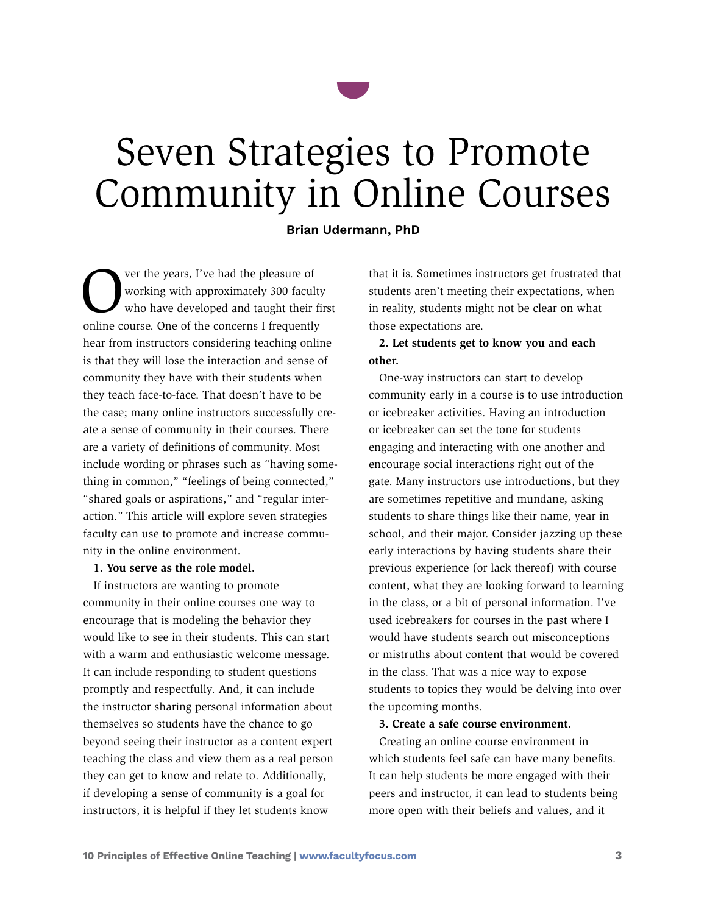# Seven Strategies to Promote Community in Online Courses

**Brian Udermann, PhD**

Over the years, I've had the pleasure of working with approximately 300 faculty who have developed and taught their first online course. One of the concerns I frequently hear from instructors considering teaching online is that they will lose the interaction and sense of community they have with their students when they teach face-to-face. That doesn't have to be the case; many online instructors successfully create a sense of community in their courses. There are a variety of definitions of community. Most include wording or phrases such as "having something in common," "feelings of being connected," "shared goals or aspirations," and "regular interaction." This article will explore seven strategies faculty can use to promote and increase community in the online environment.

**1. You serve as the role model.**

If instructors are wanting to promote community in their online courses one way to encourage that is modeling the behavior they would like to see in their students. This can start with a warm and enthusiastic welcome message. It can include responding to student questions promptly and respectfully. And, it can include the instructor sharing personal information about themselves so students have the chance to go beyond seeing their instructor as a content expert teaching the class and view them as a real person they can get to know and relate to. Additionally, if developing a sense of community is a goal for instructors, it is helpful if they let students know that it is. Sometimes instructors get frustrated that students aren't meeting their expectations, when in reality, students might not be clear on what those expectations are.

**2. Let students get to know you and each other.**

One-way instructors can start to develop community early in a course is to use introduction or icebreaker activities. Having an introduction or icebreaker can set the tone for students engaging and interacting with one another and encourage social interactions right out of the gate. Many instructors use introductions, but they are sometimes repetitive and mundane, asking students to share things like their name, year in school, and their major. Consider jazzing up these early interactions by having students share their previous experience (or lack thereof) with course content, what they are looking forward to learning in the class, or a bit of personal information. I've used icebreakers for courses in the past where I would have students search out misconceptions or mistruths about content that would be covered in the class. That was a nice way to expose students to topics they would be delving into over the upcoming months.

**3. Create a safe course environment.**

Creating an online course environment in which students feel safe can have many benefits. It can help students be more engaged with their peers and instructor, it can lead to students being more open with their beliefs and values, and it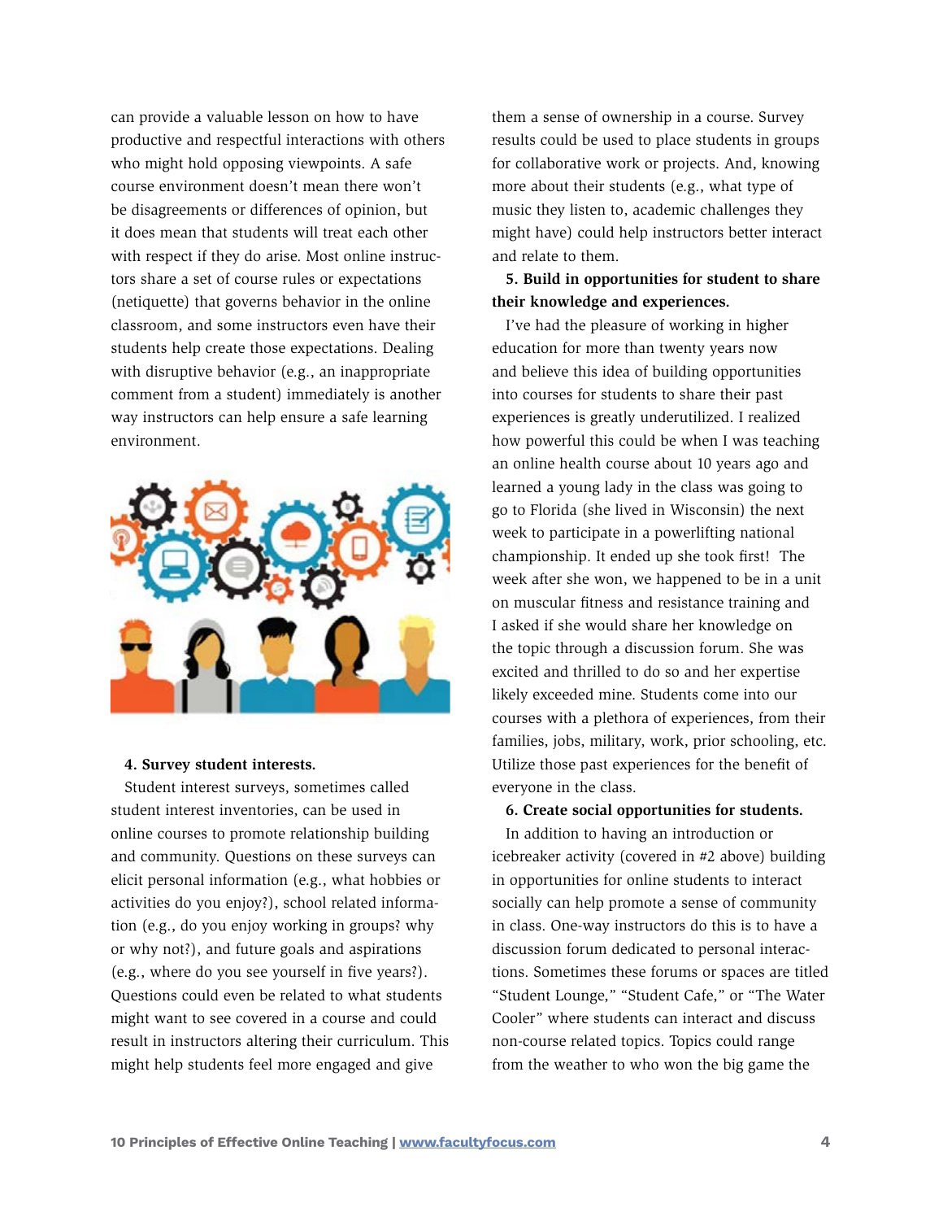can provide a valuable lesson on how to have productive and respectful interactions with others who might hold opposing viewpoints. A safe course environment doesn't mean there won't be disagreements or differences of opinion, but it does mean that students will treat each other with respect if they do arise. Most online instructors share a set of course rules or expectations (netiquette) that governs behavior in the online classroom, and some instructors even have their students help create those expectations. Dealing with disruptive behavior (e.g., an inappropriate comment from a student) immediately is another way instructors can help ensure a safe learning environment.

**4. Survey student interests.**

Student interest surveys, sometimes called student interest inventories, can be used in online courses to promote relationship building and community. Questions on these surveys can elicit personal information (e.g., what hobbies or activities do you enjoy?), school related information (e.g., do you enjoy working in groups? why or why not?), and future goals and aspirations (e.g., where do you see yourself in five years?). Questions could even be related to what students might want to see covered in a course and could result in instructors altering their curriculum. This might help students feel more engaged and give them a sense of ownership in a course. Survey results could be used to place students in groups for collaborative work or projects. And, knowing more about their students (e.g., what type of music they listen to, academic challenges they might have) could help instructors better interact and relate to them.

**5. Build in opportunities for student to share their knowledge and experiences.**

I've had the pleasure of working in higher education for more than twenty years now and believe this idea of building opportunities into courses for students to share their past experiences is greatly underutilized. I realized how powerful this could be when I was teaching an online health course about 10 years ago and learned a young lady in the class was going to go to Florida (she lived in Wisconsin) the next week to participate in a powerlifting national championship. It ended up she took first! The week after she won, we happened to be in a unit on muscular fitness and resistance training and I asked if she would share her knowledge on the topic through a discussion forum. She was excited and thrilled to do so and her expertise likely exceeded mine. Students come into our courses with a plethora of experiences, from their families, jobs, military, work, prior schooling, etc. Utilize those past experiences for the benefit of everyone in the class.

**6. Create social opportunities for students.**

In addition to having an introduction or icebreaker activity (covered in #2 above) building in opportunities for online students to interact socially can help promote a sense of community in class. One-way instructors do this is to have a discussion forum dedicated to personal interactions. Sometimes these forums or spaces are titled "Student Lounge," "Student Cafe," or "The Water Cooler" where students can interact and discuss non-course related topics. Topics could range from the weather to who won the big game the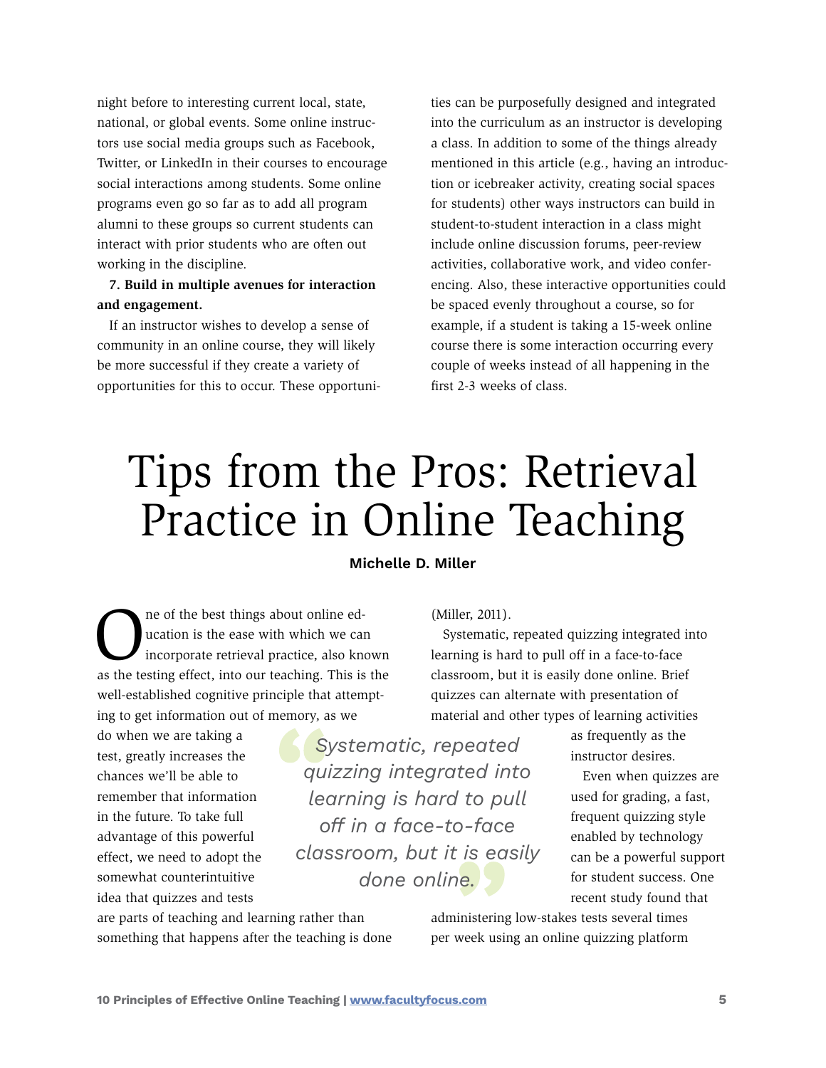night before to interesting current local, state, national, or global events. Some online instructors use social media groups such as Facebook, Twitter, or LinkedIn in their courses to encourage social interactions among students. Some online programs even go so far as to add all program alumni to these groups so current students can interact with prior students who are often out working in the discipline.

**7. Build in multiple avenues for interaction and engagement.**

If an instructor wishes to develop a sense of community in an online course, they will likely be more successful if they create a variety of opportunities for this to occur. These opportunities can be purposefully designed and integrated into the curriculum as an instructor is developing a class. In addition to some of the things already mentioned in this article (e.g., having an introduction or icebreaker activity, creating social spaces for students) other ways instructors can build in student-to-student interaction in a class might include online discussion forums, peer-review activities, collaborative work, and video conferencing. Also, these interactive opportunities could be spaced evenly throughout a course, so for example, if a student is taking a 15-week online course there is some interaction occurring every couple of weeks instead of all happening in the first 2-3 weeks of class.

# Tips from the Pros: Retrieval Practice in Online Teaching

**Michelle D. Miller**

One of the best things about online education is the ease with which we can incorporate retrieval practice, also known as the testing effect, into our teaching. This is the well-established cognitive principle that attempting to get information out of memory, as we do when we are taking a test, greatly increases the chances we'll be able to remember that information in the future. To take full advantage of this powerful effect, we need to adopt the somewhat counterintuitive idea that quizzes and tests are parts of teaching and learning rather than something that happens after the teaching is done (Miller, 2011).

Systematic, repeated quizzing integrated into learning is hard to pull off in a face-to-face classroom, but it is easily done online. Brief quizzes can alternate with presentation of material and other types of learning activities as frequently as the instructor desires.

> *Systematic, repeated quizzing integrated into learning is hard to pull off in a face-to-face classroom, but it is easily done online.*

Even when quizzes are used for grading, a fast, frequent quizzing style enabled by technology can be a powerful support for student success. One recent study found that administering low-stakes tests several times per week using an online quizzing platform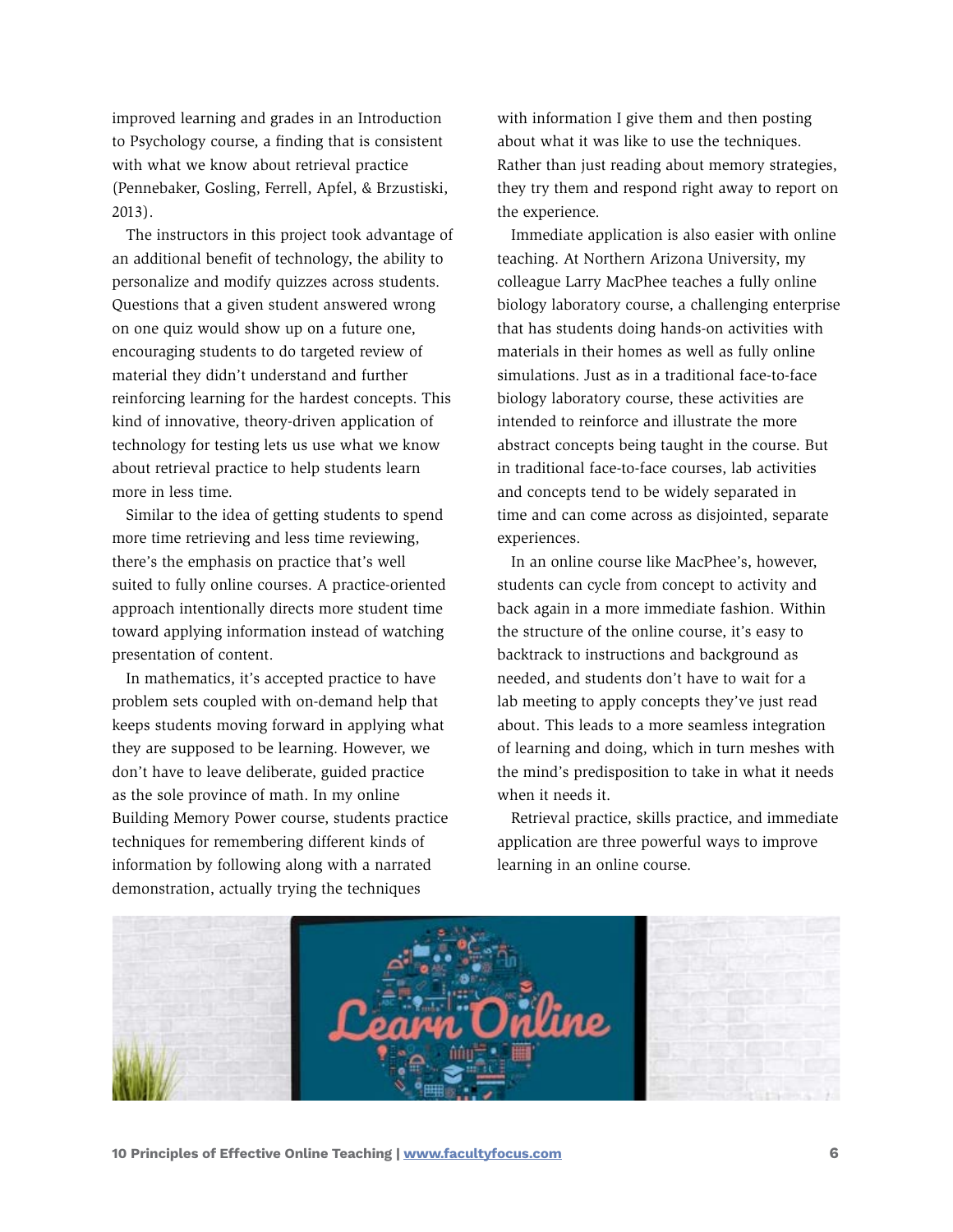improved learning and grades in an Introduction to Psychology course, a finding that is consistent with what we know about retrieval practice (Pennebaker, Gosling, Ferrell, Apfel, & Brzustiski, 2013).

The instructors in this project took advantage of an additional benefit of technology, the ability to personalize and modify quizzes across students. Questions that a given student answered wrong on one quiz would show up on a future one, encouraging students to do targeted review of material they didn't understand and further reinforcing learning for the hardest concepts. This kind of innovative, theory-driven application of technology for testing lets us use what we know about retrieval practice to help students learn more in less time.

Similar to the idea of getting students to spend more time retrieving and less time reviewing, there's the emphasis on practice that's well suited to fully online courses. A practice-oriented approach intentionally directs more student time toward applying information instead of watching presentation of content.

In mathematics, it's accepted practice to have problem sets coupled with on-demand help that keeps students moving forward in applying what they are supposed to be learning. However, we don't have to leave deliberate, guided practice as the sole province of math. In my online Building Memory Power course, students practice techniques for remembering different kinds of information by following along with a narrated demonstration, actually trying the techniques with information I give them and then posting about what it was like to use the techniques. Rather than just reading about memory strategies, they try them and respond right away to report on the experience.

Immediate application is also easier with online teaching. At Northern Arizona University, my colleague Larry MacPhee teaches a fully online biology laboratory course, a challenging enterprise that has students doing hands-on activities with materials in their homes as well as fully online simulations. Just as in a traditional face-to-face biology laboratory course, these activities are intended to reinforce and illustrate the more abstract concepts being taught in the course. But in traditional face-to-face courses, lab activities and concepts tend to be widely separated in time and can come across as disjointed, separate experiences.

In an online course like MacPhee's, however, students can cycle from concept to activity and back again in a more immediate fashion. Within the structure of the online course, it's easy to backtrack to instructions and background as needed, and students don't have to wait for a lab meeting to apply concepts they've just read about. This leads to a more seamless integration of learning and doing, which in turn meshes with the mind's predisposition to take in what it needs when it needs it.

Retrieval practice, skills practice, and immediate application are three powerful ways to improve learning in an online course.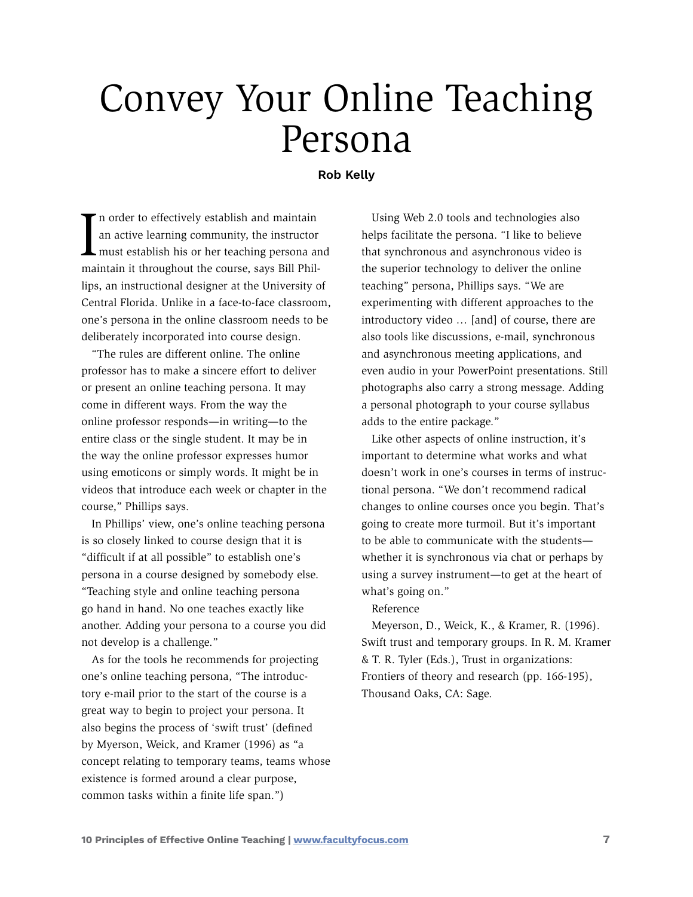# Convey Your Online Teaching Persona

**Rob Kelly**

In order to effectively establish and maintain an active learning community, the instructor must establish his or her teaching persona and maintain it throughout the course, says Bill Phillips, an instructional designer at the University of Central Florida. Unlike in a face-to-face classroom, one's persona in the online classroom needs to be deliberately incorporated into course design.

"The rules are different online. The online professor has to make a sincere effort to deliver or present an online teaching persona. It may come in different ways. From the way the online professor responds—in writing—to the entire class or the single student. It may be in the way the online professor expresses humor using emoticons or simply words. It might be in videos that introduce each week or chapter in the course," Phillips says.

In Phillips' view, one's online teaching persona is so closely linked to course design that it is "difficult if at all possible" to establish one's persona in a course designed by somebody else. "Teaching style and online teaching persona go hand in hand. No one teaches exactly like another. Adding your persona to a course you did not develop is a challenge."

As for the tools he recommends for projecting one's online teaching persona, "The introductory e-mail prior to the start of the course is a great way to begin to project your persona. It also begins the process of 'swift trust' (defined by Myerson, Weick, and Kramer (1996) as "a concept relating to temporary teams, teams whose existence is formed around a clear purpose, common tasks within a finite life span.")

Using Web 2.0 tools and technologies also helps facilitate the persona. "I like to believe that synchronous and asynchronous video is the superior technology to deliver the online teaching" persona, Phillips says. "We are experimenting with different approaches to the introductory video … [and] of course, there are also tools like discussions, e-mail, synchronous and asynchronous meeting applications, and even audio in your PowerPoint presentations. Still photographs also carry a strong message. Adding a personal photograph to your course syllabus adds to the entire package."

Like other aspects of online instruction, it's important to determine what works and what doesn't work in one's courses in terms of instructional persona. "We don't recommend radical changes to online courses once you begin. That's going to create more turmoil. But it's important to be able to communicate with the students—whether it is synchronous via chat or perhaps by using a survey instrument—to get at the heart of what's going on."

Reference

Meyerson, D., Weick, K., & Kramer, R. (1996). Swift trust and temporary groups. In R. M. Kramer & T. R. Tyler (Eds.), Trust in organizations: Frontiers of theory and research (pp. 166-195), Thousand Oaks, CA: Sage.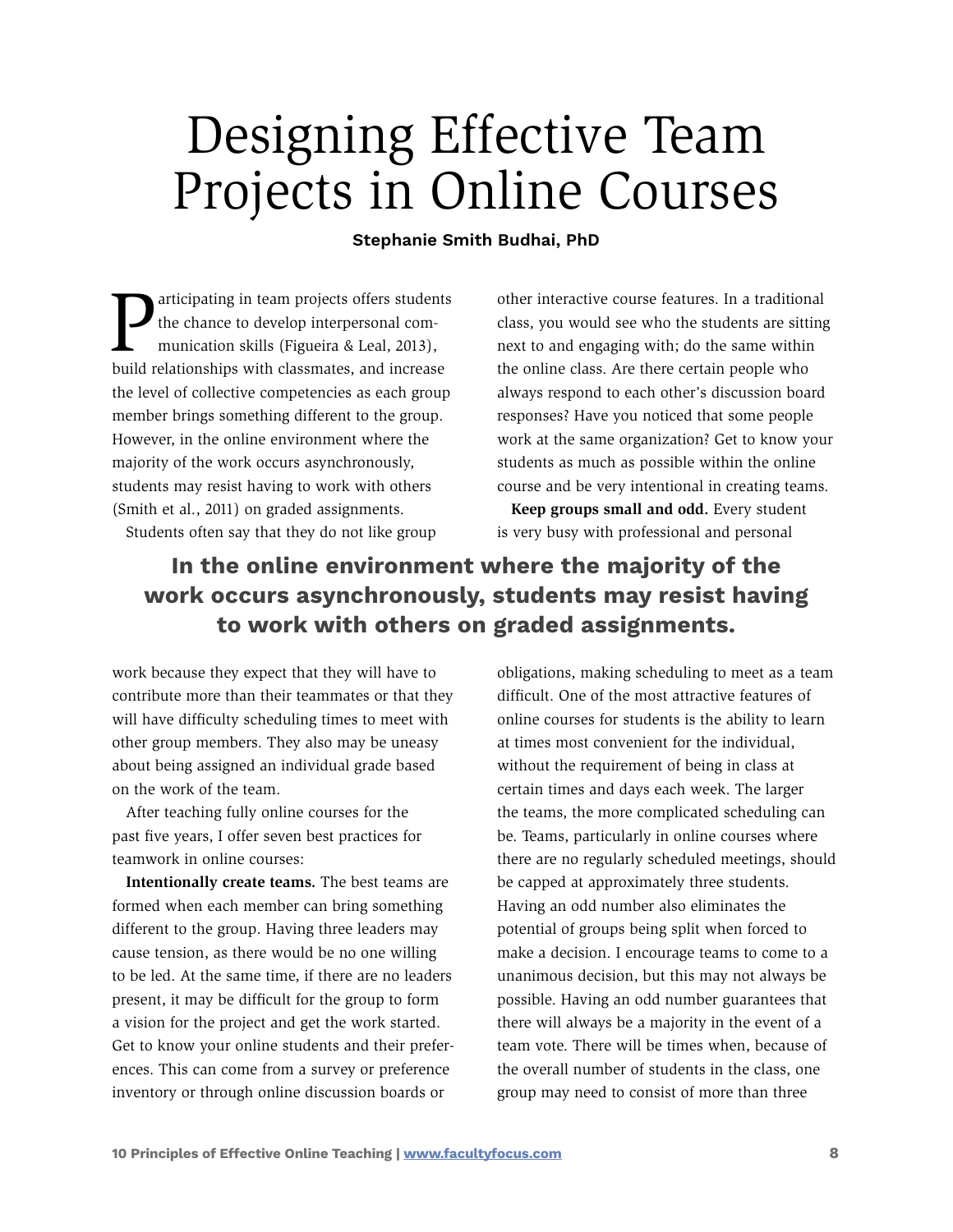# Designing Effective Team Projects in Online Courses

**Stephanie Smith Budhai, PhD**

Participating in team projects offers students the chance to develop interpersonal communication skills (Figueira & Leal, 2013), build relationships with classmates, and increase the level of collective competencies as each group member brings something different to the group. However, in the online environment where the majority of the work occurs asynchronously, students may resist having to work with others (Smith et al., 2011) on graded assignments.

Students often say that they do not like group work because they expect that they will have to contribute more than their teammates or that they will have difficulty scheduling times to meet with other group members. They also may be uneasy about being assigned an individual grade based on the work of the team.

> **In the online environment where the majority of the work occurs asynchronously, students may resist having to work with others on graded assignments.**

After teaching fully online courses for the past five years, I offer seven best practices for teamwork in online courses:

**Intentionally create teams.** The best teams are formed when each member can bring something different to the group. Having three leaders may cause tension, as there would be no one willing to be led. At the same time, if there are no leaders present, it may be difficult for the group to form a vision for the project and get the work started. Get to know your online students and their preferences. This can come from a survey or preference inventory or through online discussion boards or other interactive course features. In a traditional class, you would see who the students are sitting next to and engaging with; do the same within the online class. Are there certain people who always respond to each other's discussion board responses? Have you noticed that some people work at the same organization? Get to know your students as much as possible within the online course and be very intentional in creating teams.

**Keep groups small and odd.** Every student is very busy with professional and personal obligations, making scheduling to meet as a team difficult. One of the most attractive features of online courses for students is the ability to learn at times most convenient for the individual, without the requirement of being in class at certain times and days each week. The larger the teams, the more complicated scheduling can be. Teams, particularly in online courses where there are no regularly scheduled meetings, should be capped at approximately three students. Having an odd number also eliminates the potential of groups being split when forced to make a decision. I encourage teams to come to a unanimous decision, but this may not always be possible. Having an odd number guarantees that there will always be a majority in the event of a team vote. There will be times when, because of the overall number of students in the class, one group may need to consist of more than three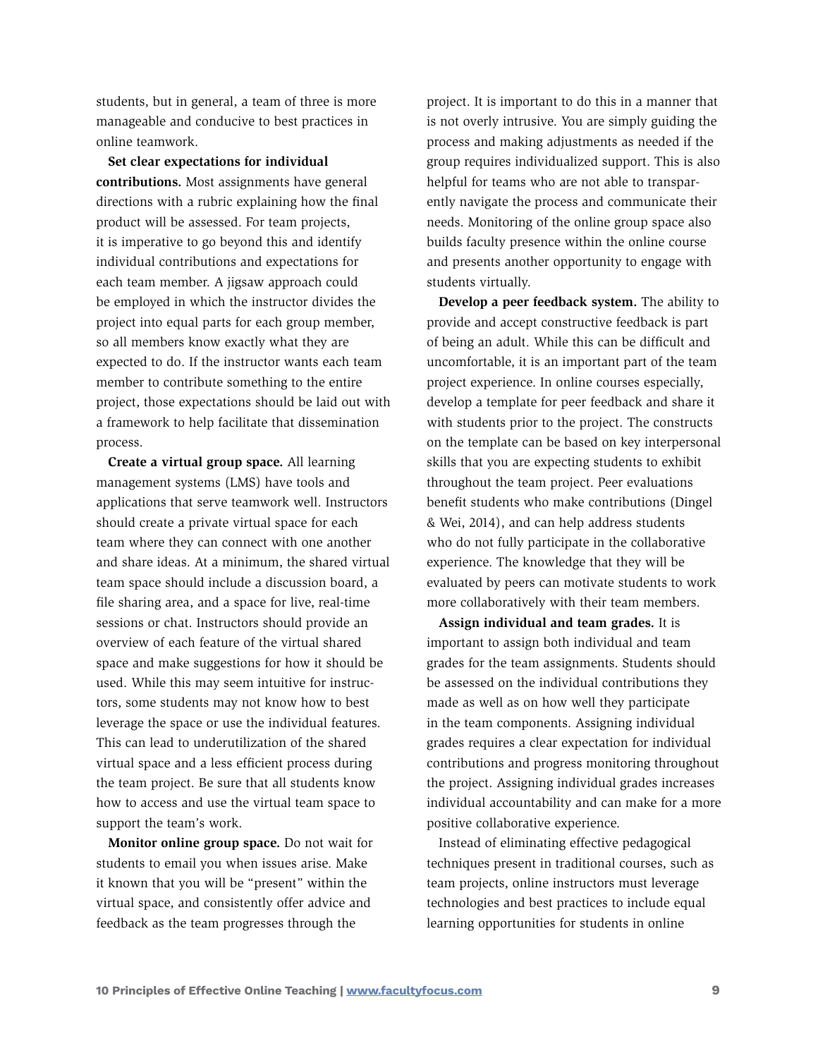students, but in general, a team of three is more manageable and conducive to best practices in online teamwork.

**Set clear expectations for individual contributions.** Most assignments have general directions with a rubric explaining how the final product will be assessed. For team projects, it is imperative to go beyond this and identify individual contributions and expectations for each team member. A jigsaw approach could be employed in which the instructor divides the project into equal parts for each group member, so all members know exactly what they are expected to do. If the instructor wants each team member to contribute something to the entire project, those expectations should be laid out with a framework to help facilitate that dissemination process.

**Create a virtual group space.** All learning management systems (LMS) have tools and applications that serve teamwork well. Instructors should create a private virtual space for each team where they can connect with one another and share ideas. At a minimum, the shared virtual team space should include a discussion board, a file sharing area, and a space for live, real-time sessions or chat. Instructors should provide an overview of each feature of the virtual shared space and make suggestions for how it should be used. While this may seem intuitive for instructors, some students may not know how to best leverage the space or use the individual features. This can lead to underutilization of the shared virtual space and a less efficient process during the team project. Be sure that all students know how to access and use the virtual team space to support the team's work.

**Monitor online group space.** Do not wait for students to email you when issues arise. Make it known that you will be "present" within the virtual space, and consistently offer advice and feedback as the team progresses through the project. It is important to do this in a manner that is not overly intrusive. You are simply guiding the process and making adjustments as needed if the group requires individualized support. This is also helpful for teams who are not able to transparently navigate the process and communicate their needs. Monitoring of the online group space also builds faculty presence within the online course and presents another opportunity to engage with students virtually.

**Develop a peer feedback system.** The ability to provide and accept constructive feedback is part of being an adult. While this can be difficult and uncomfortable, it is an important part of the team project experience. In online courses especially, develop a template for peer feedback and share it with students prior to the project. The constructs on the template can be based on key interpersonal skills that you are expecting students to exhibit throughout the team project. Peer evaluations benefit students who make contributions (Dingel & Wei, 2014), and can help address students who do not fully participate in the collaborative experience. The knowledge that they will be evaluated by peers can motivate students to work more collaboratively with their team members.

**Assign individual and team grades.** It is important to assign both individual and team grades for the team assignments. Students should be assessed on the individual contributions they made as well as on how well they participate in the team components. Assigning individual grades requires a clear expectation for individual contributions and progress monitoring throughout the project. Assigning individual grades increases individual accountability and can make for a more positive collaborative experience.

Instead of eliminating effective pedagogical techniques present in traditional courses, such as team projects, online instructors must leverage technologies and best practices to include equal learning opportunities for students in online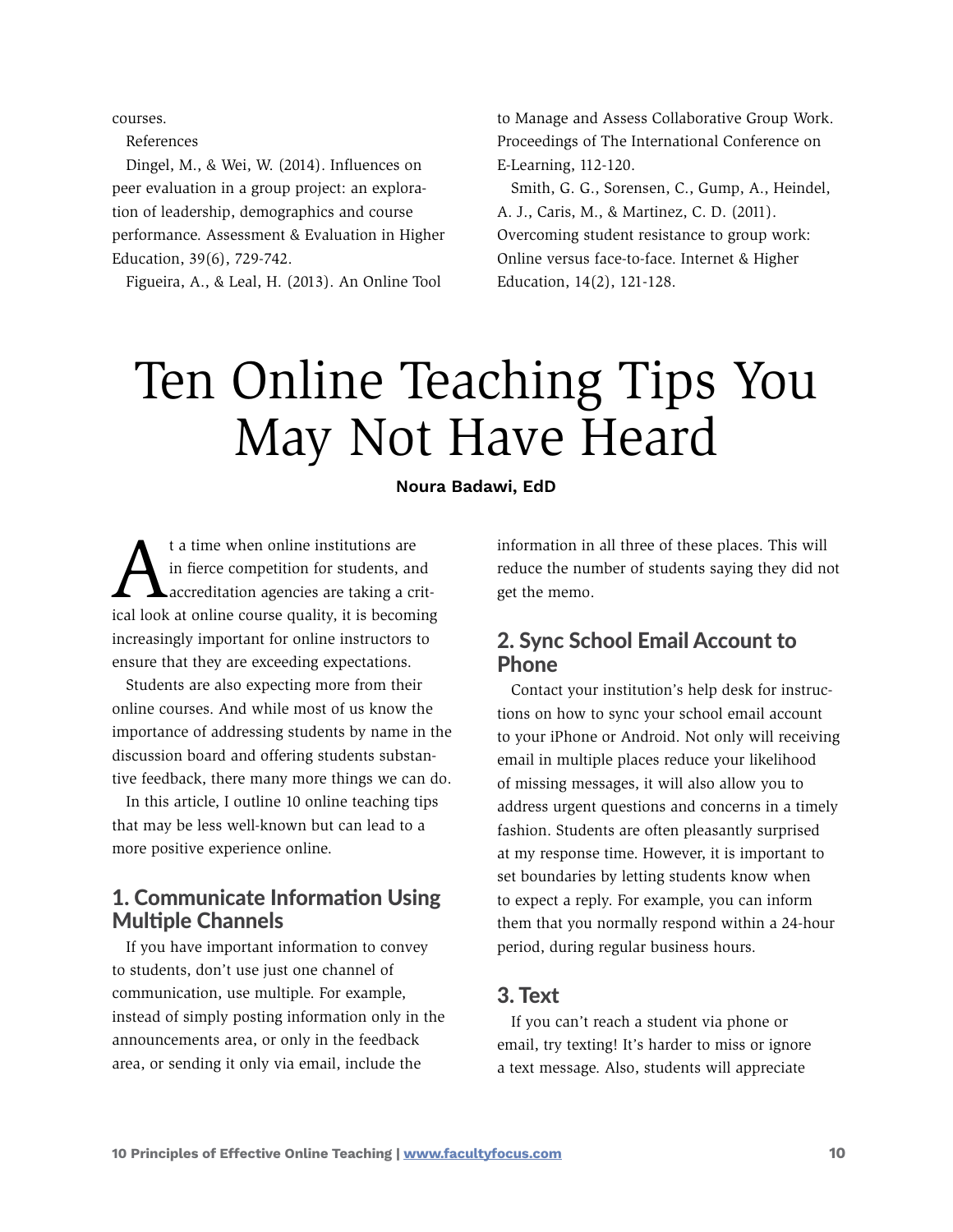courses.

References

Dingel, M., & Wei, W. (2014). Influences on peer evaluation in a group project: an exploration of leadership, demographics and course performance. Assessment & Evaluation in Higher Education, 39(6), 729-742.

Figueira, A., & Leal, H. (2013). An Online Tool to Manage and Assess Collaborative Group Work. Proceedings of The International Conference on E-Learning, 112-120.

Smith, G. G., Sorensen, C., Gump, A., Heindel, A. J., Caris, M., & Martinez, C. D. (2011). Overcoming student resistance to group work: Online versus face-to-face. Internet & Higher Education, 14(2), 121-128.

# Ten Online Teaching Tips You May Not Have Heard

**Noura Badawi, EdD**

At a time when online institutions are in fierce competition for students, and accreditation agencies are taking a critical look at online course quality, it is becoming increasingly important for online instructors to ensure that they are exceeding expectations.

Students are also expecting more from their online courses. And while most of us know the importance of addressing students by name in the discussion board and offering students substantive feedback, there many more things we can do.

In this article, I outline 10 online teaching tips that may be less well-known but can lead to a more positive experience online.

## 1. Communicate Information Using Multiple Channels

If you have important information to convey to students, don't use just one channel of communication, use multiple. For example, instead of simply posting information only in the announcements area, or only in the feedback area, or sending it only via email, include the information in all three of these places. This will reduce the number of students saying they did not get the memo.

## 2. Sync School Email Account to Phone

Contact your institution's help desk for instructions on how to sync your school email account to your iPhone or Android. Not only will receiving email in multiple places reduce your likelihood of missing messages, it will also allow you to address urgent questions and concerns in a timely fashion. Students are often pleasantly surprised at my response time. However, it is important to set boundaries by letting students know when to expect a reply. For example, you can inform them that you normally respond within a 24-hour period, during regular business hours.

## 3. Text

If you can't reach a student via phone or email, try texting! It's harder to miss or ignore a text message. Also, students will appreciate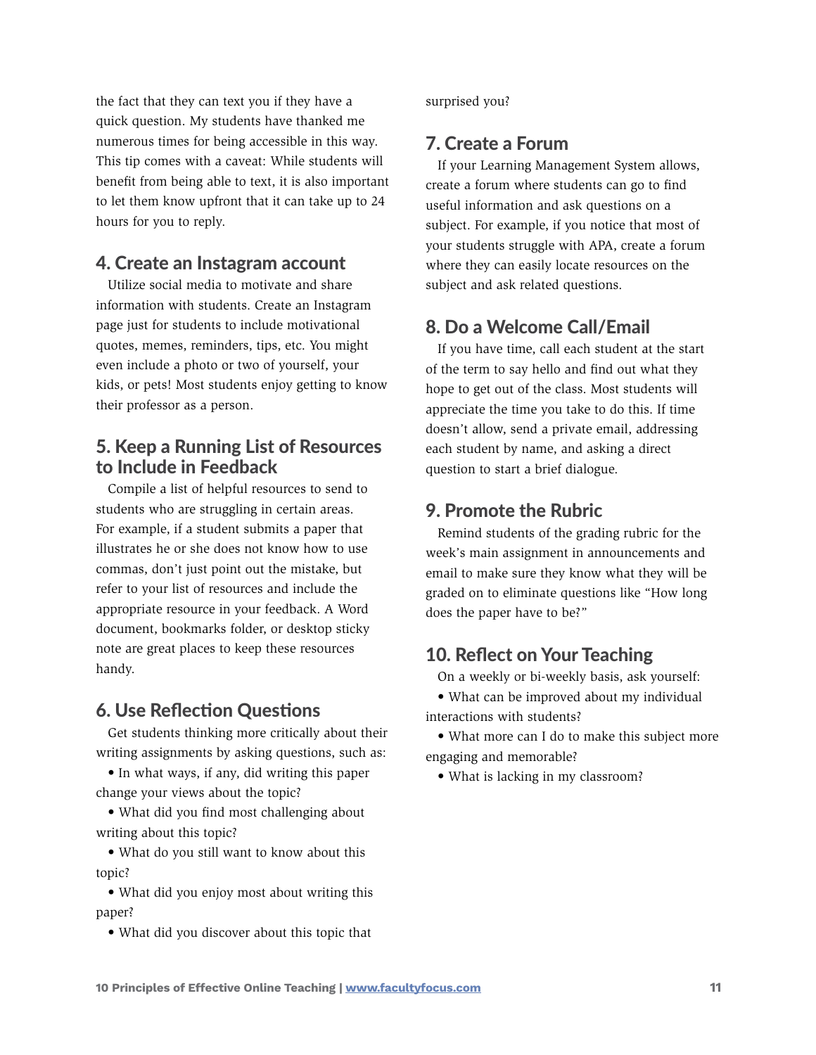the fact that they can text you if they have a quick question. My students have thanked me numerous times for being accessible in this way. This tip comes with a caveat: While students will benefit from being able to text, it is also important to let them know upfront that it can take up to 24 hours for you to reply.

## 4. Create an Instagram account

Utilize social media to motivate and share information with students. Create an Instagram page just for students to include motivational quotes, memes, reminders, tips, etc. You might even include a photo or two of yourself, your kids, or pets! Most students enjoy getting to know their professor as a person.

## 5. Keep a Running List of Resources to Include in Feedback

Compile a list of helpful resources to send to students who are struggling in certain areas. For example, if a student submits a paper that illustrates he or she does not know how to use commas, don't just point out the mistake, but refer to your list of resources and include the appropriate resource in your feedback. A Word document, bookmarks folder, or desktop sticky note are great places to keep these resources handy.

## 6. Use Reflection Questions

Get students thinking more critically about their writing assignments by asking questions, such as:

- In what ways, if any, did writing this paper change your views about the topic?
- What did you find most challenging about writing about this topic?
- What do you still want to know about this topic?
- What did you enjoy most about writing this paper?
- What did you discover about this topic that surprised you?

## 7. Create a Forum

If your Learning Management System allows, create a forum where students can go to find useful information and ask questions on a subject. For example, if you notice that most of your students struggle with APA, create a forum where they can easily locate resources on the subject and ask related questions.

## 8. Do a Welcome Call/Email

If you have time, call each student at the start of the term to say hello and find out what they hope to get out of the class. Most students will appreciate the time you take to do this. If time doesn't allow, send a private email, addressing each student by name, and asking a direct question to start a brief dialogue.

## 9. Promote the Rubric

Remind students of the grading rubric for the week's main assignment in announcements and email to make sure they know what they will be graded on to eliminate questions like "How long does the paper have to be?"

## 10. Reflect on Your Teaching

On a weekly or bi-weekly basis, ask yourself:

- What can be improved about my individual interactions with students?
- What more can I do to make this subject more engaging and memorable?
- What is lacking in my classroom?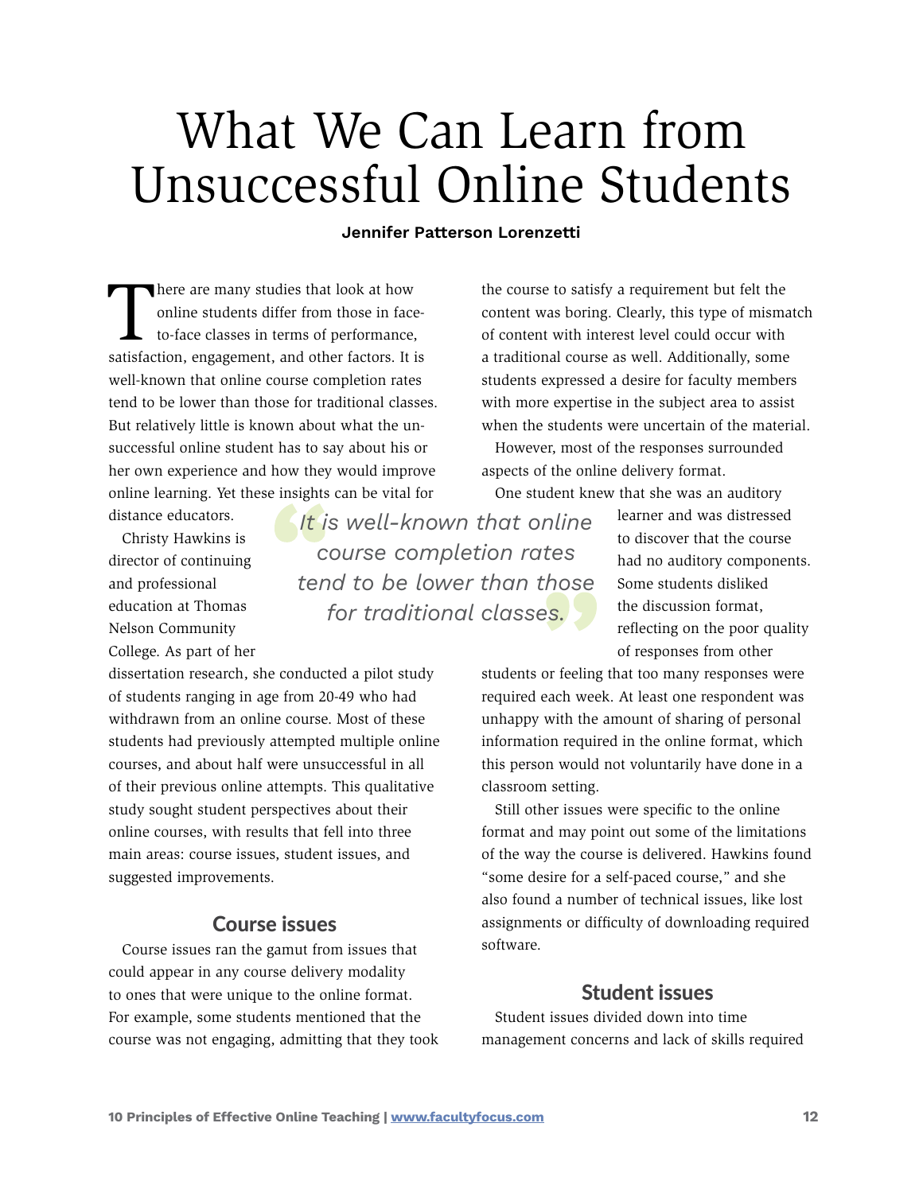# What We Can Learn from Unsuccessful Online Students

**Jennifer Patterson Lorenzetti**

There are many studies that look at how online students differ from those in face-to-face classes in terms of performance, satisfaction, engagement, and other factors. It is well-known that online course completion rates tend to be lower than those for traditional classes. But relatively little is known about what the unsuccessful online student has to say about his or her own experience and how they would improve online learning. Yet these insights can be vital for distance educators.

> *It is well-known that online course completion rates tend to be lower than those for traditional classes.*

Christy Hawkins is director of continuing and professional education at Thomas Nelson Community College. As part of her dissertation research, she conducted a pilot study of students ranging in age from 20-49 who had withdrawn from an online course. Most of these students had previously attempted multiple online courses, and about half were unsuccessful in all of their previous online attempts. This qualitative study sought student perspectives about their online courses, with results that fell into three main areas: course issues, student issues, and suggested improvements.

## Course issues

Course issues ran the gamut from issues that could appear in any course delivery modality to ones that were unique to the online format. For example, some students mentioned that the course was not engaging, admitting that they took the course to satisfy a requirement but felt the content was boring. Clearly, this type of mismatch of content with interest level could occur with a traditional course as well. Additionally, some students expressed a desire for faculty members with more expertise in the subject area to assist when the students were uncertain of the material.

However, most of the responses surrounded aspects of the online delivery format.

One student knew that she was an auditory learner and was distressed to discover that the course had no auditory components. Some students disliked the discussion format, reflecting on the poor quality of responses from other students or feeling that too many responses were required each week. At least one respondent was unhappy with the amount of sharing of personal information required in the online format, which this person would not voluntarily have done in a classroom setting.

Still other issues were specific to the online format and may point out some of the limitations of the way the course is delivered. Hawkins found "some desire for a self-paced course," and she also found a number of technical issues, like lost assignments or difficulty of downloading required software.

## Student issues

Student issues divided down into time management concerns and lack of skills required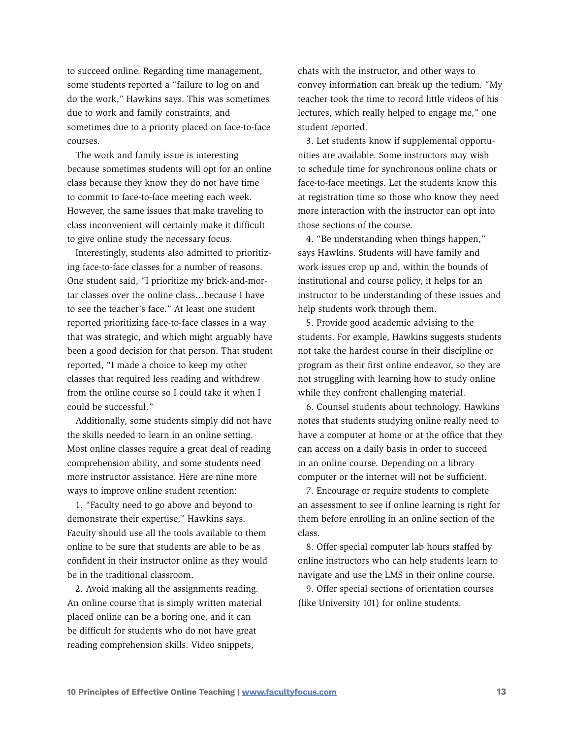to succeed online. Regarding time management, some students reported a "failure to log on and do the work," Hawkins says. This was sometimes due to work and family constraints, and sometimes due to a priority placed on face-to-face courses.

The work and family issue is interesting because sometimes students will opt for an online class because they know they do not have time to commit to face-to-face meeting each week. However, the same issues that make traveling to class inconvenient will certainly make it difficult to give online study the necessary focus.

Interestingly, students also admitted to prioritizing face-to-face classes for a number of reasons. One student said, "I prioritize my brick-and-mortar classes over the online class…because I have to see the teacher's face." At least one student reported prioritizing face-to-face classes in a way that was strategic, and which might arguably have been a good decision for that person. That student reported, "I made a choice to keep my other classes that required less reading and withdrew from the online course so I could take it when I could be successful."

Additionally, some students simply did not have the skills needed to learn in an online setting. Most online classes require a great deal of reading comprehension ability, and some students need more instructor assistance. Here are nine more ways to improve online student retention:

1. "Faculty need to go above and beyond to demonstrate their expertise," Hawkins says. Faculty should use all the tools available to them online to be sure that students are able to be as confident in their instructor online as they would be in the traditional classroom.

2. Avoid making all the assignments reading. An online course that is simply written material placed online can be a boring one, and it can be difficult for students who do not have great reading comprehension skills. Video snippets, chats with the instructor, and other ways to convey information can break up the tedium. "My teacher took the time to record little videos of his lectures, which really helped to engage me," one student reported.

3. Let students know if supplemental opportunities are available. Some instructors may wish to schedule time for synchronous online chats or face-to-face meetings. Let the students know this at registration time so those who know they need more interaction with the instructor can opt into those sections of the course.

4. "Be understanding when things happen," says Hawkins. Students will have family and work issues crop up and, within the bounds of institutional and course policy, it helps for an instructor to be understanding of these issues and help students work through them.

5. Provide good academic advising to the students. For example, Hawkins suggests students not take the hardest course in their discipline or program as their first online endeavor, so they are not struggling with learning how to study online while they confront challenging material.

6. Counsel students about technology. Hawkins notes that students studying online really need to have a computer at home or at the office that they can access on a daily basis in order to succeed in an online course. Depending on a library computer or the internet will not be sufficient.

7. Encourage or require students to complete an assessment to see if online learning is right for them before enrolling in an online section of the class.

8. Offer special computer lab hours staffed by online instructors who can help students learn to navigate and use the LMS in their online course.

9. Offer special sections of orientation courses (like University 101) for online students.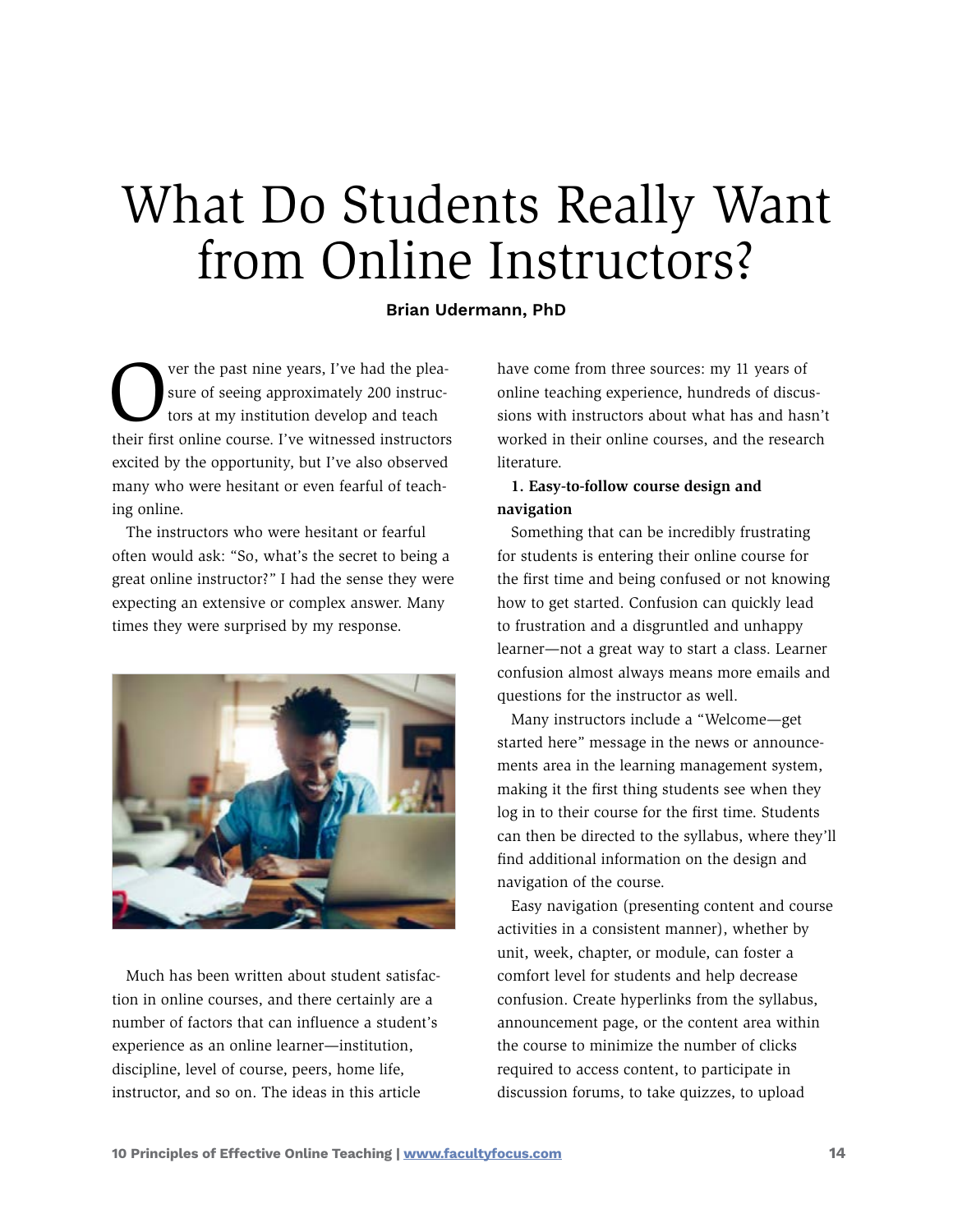# What Do Students Really Want from Online Instructors?

**Brian Udermann, PhD**

Over the past nine years, I've had the pleasure of seeing approximately 200 instructors at my institution develop and teach their first online course. I've witnessed instructors excited by the opportunity, but I've also observed many who were hesitant or even fearful of teaching online.

The instructors who were hesitant or fearful often would ask: "So, what's the secret to being a great online instructor?" I had the sense they were expecting an extensive or complex answer. Many times they were surprised by my response.

Much has been written about student satisfaction in online courses, and there certainly are a number of factors that can influence a student's experience as an online learner—institution, discipline, level of course, peers, home life, instructor, and so on. The ideas in this article have come from three sources: my 11 years of online teaching experience, hundreds of discussions with instructors about what has and hasn't worked in their online courses, and the research literature.

**1. Easy-to-follow course design and navigation**

Something that can be incredibly frustrating for students is entering their online course for the first time and being confused or not knowing how to get started. Confusion can quickly lead to frustration and a disgruntled and unhappy learner—not a great way to start a class. Learner confusion almost always means more emails and questions for the instructor as well.

Many instructors include a "Welcome—get started here" message in the news or announcements area in the learning management system, making it the first thing students see when they log in to their course for the first time. Students can then be directed to the syllabus, where they'll find additional information on the design and navigation of the course.

Easy navigation (presenting content and course activities in a consistent manner), whether by unit, week, chapter, or module, can foster a comfort level for students and help decrease confusion. Create hyperlinks from the syllabus, announcement page, or the content area within the course to minimize the number of clicks required to access content, to participate in discussion forums, to take quizzes, to upload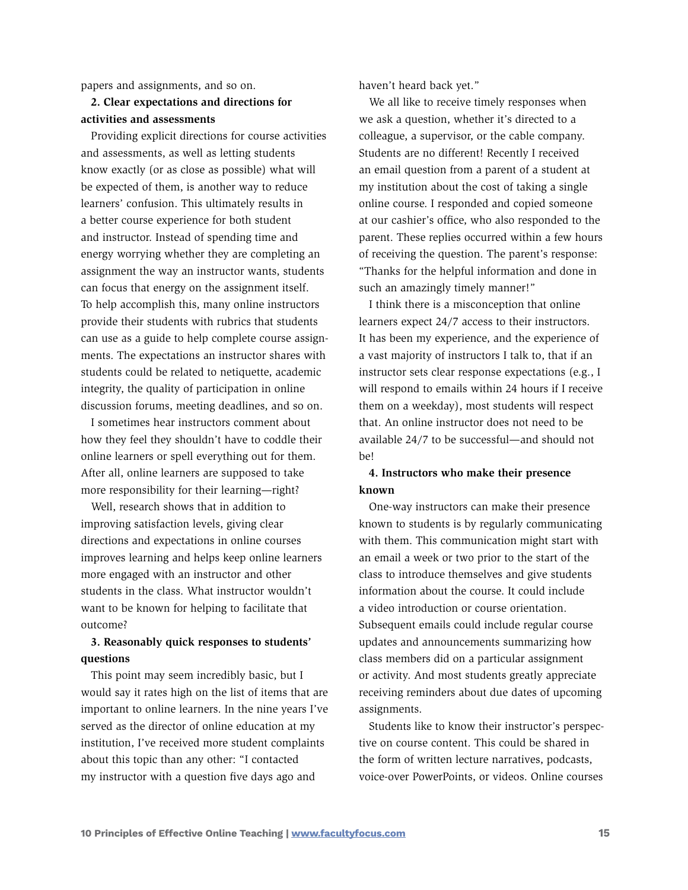papers and assignments, and so on.

### 2. Clear expectations and directions for activities and assessments

Providing explicit directions for course activities and assessments, as well as letting students know exactly (or as close as possible) what will be expected of them, is another way to reduce learners' confusion. This ultimately results in a better course experience for both student and instructor. Instead of spending time and energy worrying whether they are completing an assignment the way an instructor wants, students can focus that energy on the assignment itself. To help accomplish this, many online instructors provide their students with rubrics that students can use as a guide to help complete course assignments. The expectations an instructor shares with students could be related to netiquette, academic integrity, the quality of participation in online discussion forums, meeting deadlines, and so on.

I sometimes hear instructors comment about how they feel they shouldn't have to coddle their online learners or spell everything out for them. After all, online learners are supposed to take more responsibility for their learning—right?

Well, research shows that in addition to improving satisfaction levels, giving clear directions and expectations in online courses improves learning and helps keep online learners more engaged with an instructor and other students in the class. What instructor wouldn't want to be known for helping to facilitate that outcome?

### 3. Reasonably quick responses to students' questions

This point may seem incredibly basic, but I would say it rates high on the list of items that are important to online learners. In the nine years I've served as the director of online education at my institution, I've received more student complaints about this topic than any other: "I contacted my instructor with a question five days ago and haven't heard back yet."

We all like to receive timely responses when we ask a question, whether it's directed to a colleague, a supervisor, or the cable company. Students are no different! Recently I received an email question from a parent of a student at my institution about the cost of taking a single online course. I responded and copied someone at our cashier's office, who also responded to the parent. These replies occurred within a few hours of receiving the question. The parent's response: "Thanks for the helpful information and done in such an amazingly timely manner!"

I think there is a misconception that online learners expect 24/7 access to their instructors. It has been my experience, and the experience of a vast majority of instructors I talk to, that if an instructor sets clear response expectations (e.g., I will respond to emails within 24 hours if I receive them on a weekday), most students will respect that. An online instructor does not need to be available 24/7 to be successful—and should not be!

### 4. Instructors who make their presence known

One-way instructors can make their presence known to students is by regularly communicating with them. This communication might start with an email a week or two prior to the start of the class to introduce themselves and give students information about the course. It could include a video introduction or course orientation. Subsequent emails could include regular course updates and announcements summarizing how class members did on a particular assignment or activity. And most students greatly appreciate receiving reminders about due dates of upcoming assignments.

Students like to know their instructor's perspective on course content. This could be shared in the form of written lecture narratives, podcasts, voice-over PowerPoints, or videos. Online courses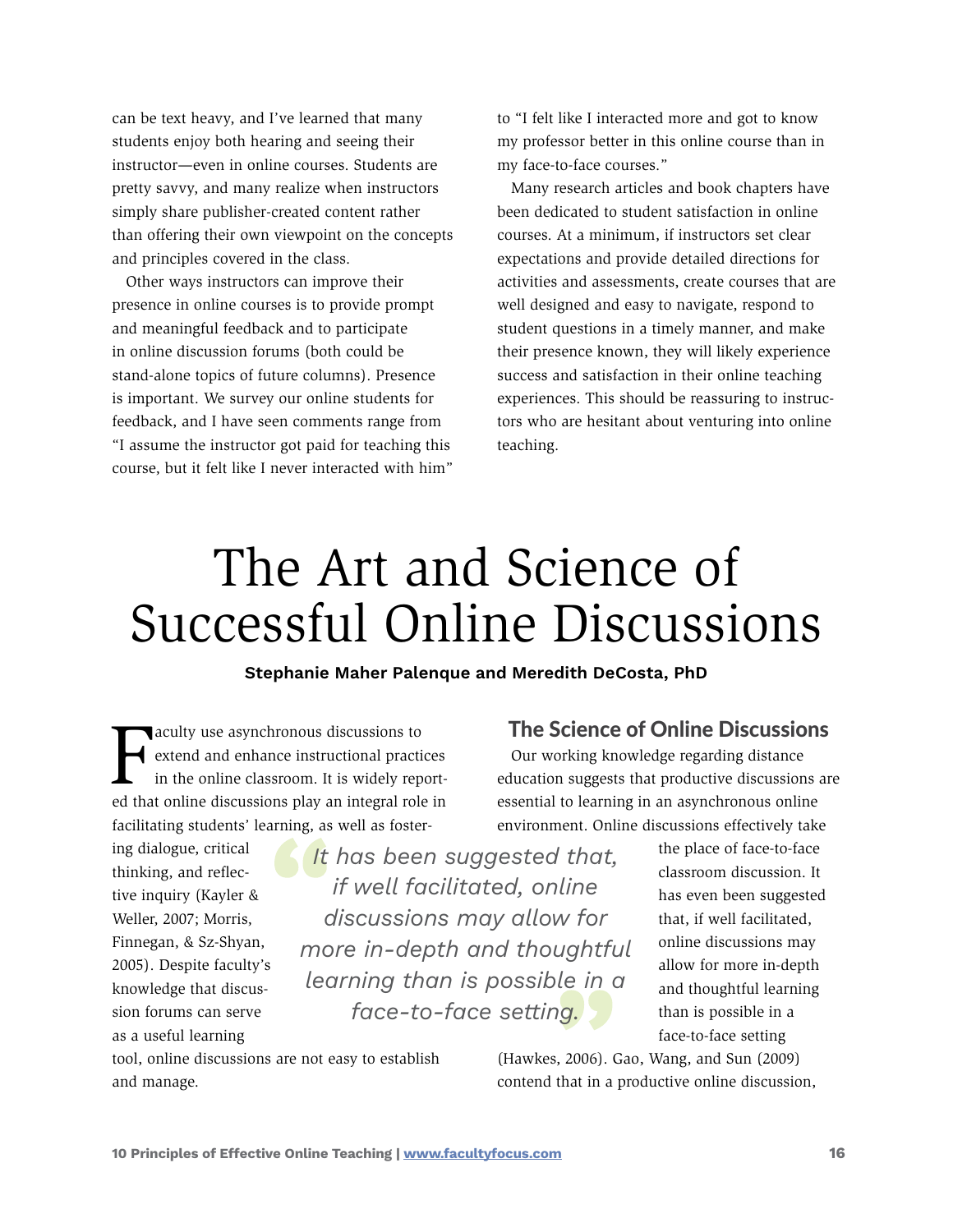can be text heavy, and I've learned that many students enjoy both hearing and seeing their instructor—even in online courses. Students are pretty savvy, and many realize when instructors simply share publisher-created content rather than offering their own viewpoint on the concepts and principles covered in the class.

Other ways instructors can improve their presence in online courses is to provide prompt and meaningful feedback and to participate in online discussion forums (both could be stand-alone topics of future columns). Presence is important. We survey our online students for feedback, and I have seen comments range from "I assume the instructor got paid for teaching this course, but it felt like I never interacted with him" to "I felt like I interacted more and got to know my professor better in this online course than in my face-to-face courses."

Many research articles and book chapters have been dedicated to student satisfaction in online courses. At a minimum, if instructors set clear expectations and provide detailed directions for activities and assessments, create courses that are well designed and easy to navigate, respond to student questions in a timely manner, and make their presence known, they will likely experience success and satisfaction in their online teaching experiences. This should be reassuring to instructors who are hesitant about venturing into online teaching.

# The Art and Science of Successful Online Discussions

**Stephanie Maher Palenque and Meredith DeCosta, PhD**

Faculty use asynchronous discussions to extend and enhance instructional practices in the online classroom. It is widely reported that online discussions play an integral role in facilitating students' learning, as well as fostering dialogue, critical thinking, and reflective inquiry (Kayler & Weller, 2007; Morris, Finnegan, & Sz-Shyan, 2005). Despite faculty's knowledge that discussion forums can serve as a useful learning tool, online discussions are not easy to establish and manage.

> *"It has been suggested that, if well facilitated, online discussions may allow for more in-depth and thoughtful learning than is possible in a face-to-face setting."*

## The Science of Online Discussions

Our working knowledge regarding distance education suggests that productive discussions are essential to learning in an asynchronous online environment. Online discussions effectively take the place of face-to-face classroom discussion. It has even been suggested that, if well facilitated, online discussions may allow for more in-depth and thoughtful learning than is possible in a face-to-face setting (Hawkes, 2006). Gao, Wang, and Sun (2009) contend that in a productive online discussion,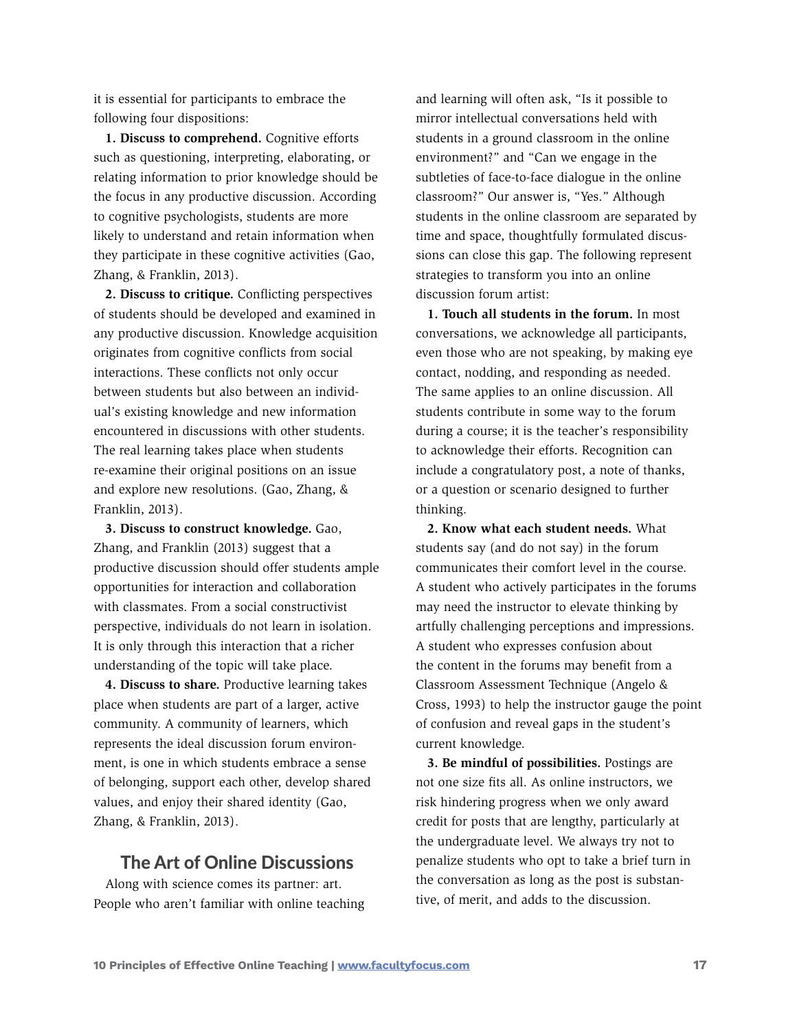it is essential for participants to embrace the following four dispositions:

**1. Discuss to comprehend.** Cognitive efforts such as questioning, interpreting, elaborating, or relating information to prior knowledge should be the focus in any productive discussion. According to cognitive psychologists, students are more likely to understand and retain information when they participate in these cognitive activities (Gao, Zhang, & Franklin, 2013).

**2. Discuss to critique.** Conflicting perspectives of students should be developed and examined in any productive discussion. Knowledge acquisition originates from cognitive conflicts from social interactions. These conflicts not only occur between students but also between an individual's existing knowledge and new information encountered in discussions with other students. The real learning takes place when students re-examine their original positions on an issue and explore new resolutions. (Gao, Zhang, & Franklin, 2013).

**3. Discuss to construct knowledge.** Gao, Zhang, and Franklin (2013) suggest that a productive discussion should offer students ample opportunities for interaction and collaboration with classmates. From a social constructivist perspective, individuals do not learn in isolation. It is only through this interaction that a richer understanding of the topic will take place.

**4. Discuss to share.** Productive learning takes place when students are part of a larger, active community. A community of learners, which represents the ideal discussion forum environment, is one in which students embrace a sense of belonging, support each other, develop shared values, and enjoy their shared identity (Gao, Zhang, & Franklin, 2013).

## The Art of Online Discussions

Along with science comes its partner: art. People who aren't familiar with online teaching and learning will often ask, "Is it possible to mirror intellectual conversations held with students in a ground classroom in the online environment?" and "Can we engage in the subtleties of face-to-face dialogue in the online classroom?" Our answer is, "Yes." Although students in the online classroom are separated by time and space, thoughtfully formulated discussions can close this gap. The following represent strategies to transform you into an online discussion forum artist:

**1. Touch all students in the forum.** In most conversations, we acknowledge all participants, even those who are not speaking, by making eye contact, nodding, and responding as needed. The same applies to an online discussion. All students contribute in some way to the forum during a course; it is the teacher's responsibility to acknowledge their efforts. Recognition can include a congratulatory post, a note of thanks, or a question or scenario designed to further thinking.

**2. Know what each student needs.** What students say (and do not say) in the forum communicates their comfort level in the course. A student who actively participates in the forums may need the instructor to elevate thinking by artfully challenging perceptions and impressions. A student who expresses confusion about the content in the forums may benefit from a Classroom Assessment Technique (Angelo & Cross, 1993) to help the instructor gauge the point of confusion and reveal gaps in the student's current knowledge.

**3. Be mindful of possibilities.** Postings are not one size fits all. As online instructors, we risk hindering progress when we only award credit for posts that are lengthy, particularly at the undergraduate level. We always try not to penalize students who opt to take a brief turn in the conversation as long as the post is substantive, of merit, and adds to the discussion.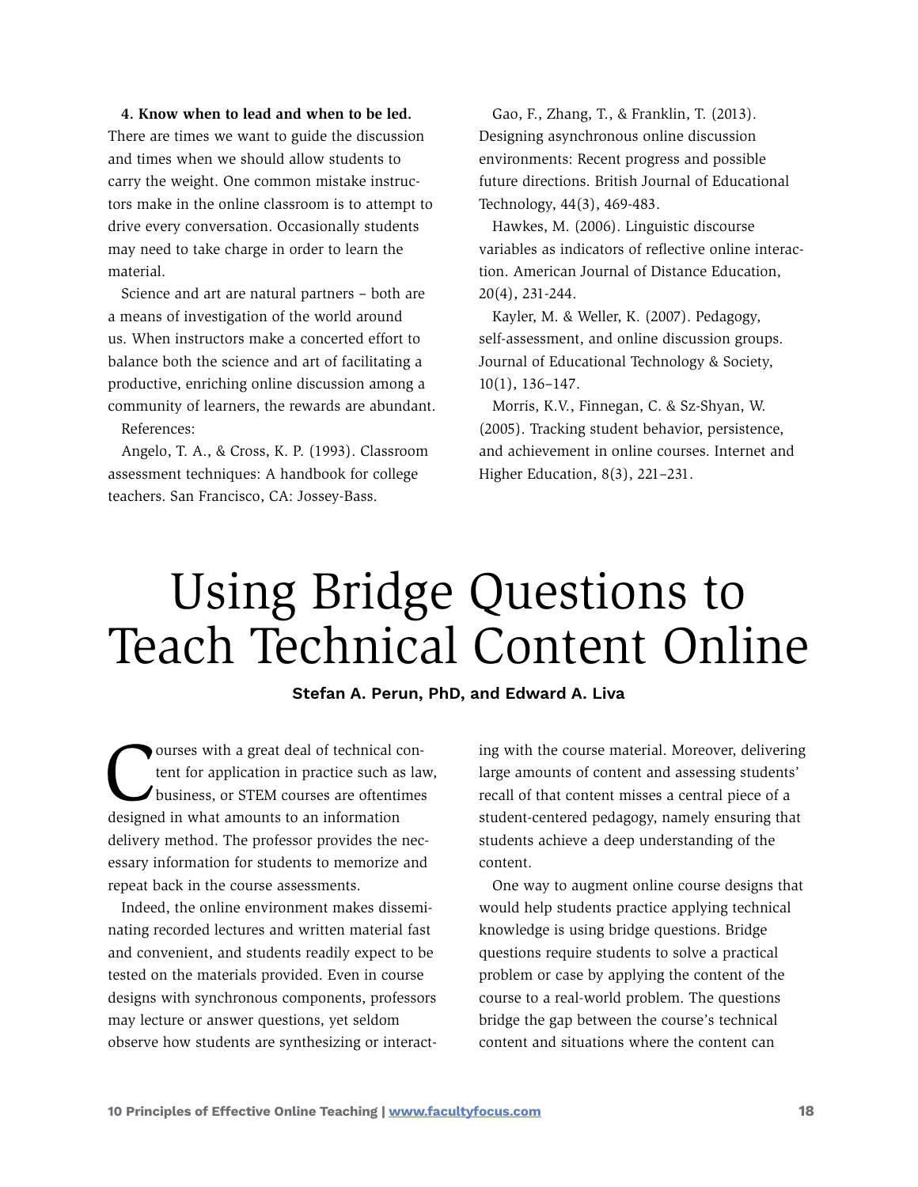**4. Know when to lead and when to be led.** There are times we want to guide the discussion and times when we should allow students to carry the weight. One common mistake instructors make in the online classroom is to attempt to drive every conversation. Occasionally students may need to take charge in order to learn the material.

Science and art are natural partners – both are a means of investigation of the world around us. When instructors make a concerted effort to balance both the science and art of facilitating a productive, enriching online discussion among a community of learners, the rewards are abundant.

References:

Angelo, T. A., & Cross, K. P. (1993). Classroom assessment techniques: A handbook for college teachers. San Francisco, CA: Jossey-Bass.

Gao, F., Zhang, T., & Franklin, T. (2013). Designing asynchronous online discussion environments: Recent progress and possible future directions. British Journal of Educational Technology, 44(3), 469-483.

Hawkes, M. (2006). Linguistic discourse variables as indicators of reflective online interaction. American Journal of Distance Education, 20(4), 231-244.

Kayler, M. & Weller, K. (2007). Pedagogy, self-assessment, and online discussion groups. Journal of Educational Technology & Society, 10(1), 136–147.

Morris, K.V., Finnegan, C. & Sz-Shyan, W. (2005). Tracking student behavior, persistence, and achievement in online courses. Internet and Higher Education, 8(3), 221–231.

# Using Bridge Questions to Teach Technical Content Online

**Stefan A. Perun, PhD, and Edward A. Liva**

Courses with a great deal of technical content for application in practice such as law, business, or STEM courses are oftentimes designed in what amounts to an information delivery method. The professor provides the necessary information for students to memorize and repeat back in the course assessments.

Indeed, the online environment makes disseminating recorded lectures and written material fast and convenient, and students readily expect to be tested on the materials provided. Even in course designs with synchronous components, professors may lecture or answer questions, yet seldom observe how students are synthesizing or interacting with the course material. Moreover, delivering large amounts of content and assessing students' recall of that content misses a central piece of a student-centered pedagogy, namely ensuring that students achieve a deep understanding of the content.

One way to augment online course designs that would help students practice applying technical knowledge is using bridge questions. Bridge questions require students to solve a practical problem or case by applying the content of the course to a real-world problem. The questions bridge the gap between the course's technical content and situations where the content can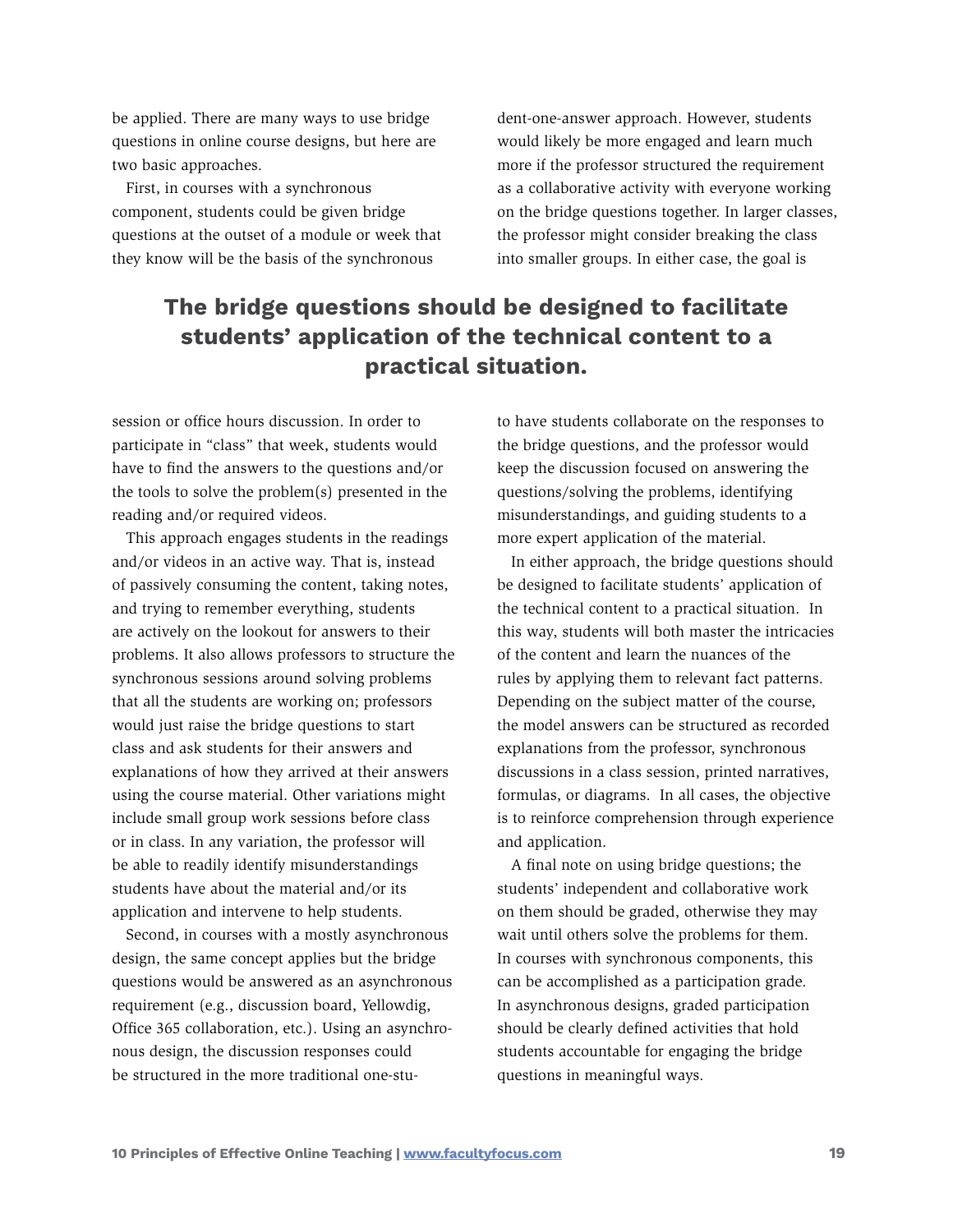be applied. There are many ways to use bridge questions in online course designs, but here are two basic approaches.

First, in courses with a synchronous component, students could be given bridge questions at the outset of a module or week that they know will be the basis of the synchronous session or office hours discussion. In order to participate in "class" that week, students would have to find the answers to the questions and/or the tools to solve the problem(s) presented in the reading and/or required videos.

This approach engages students in the readings and/or videos in an active way. That is, instead of passively consuming the content, taking notes, and trying to remember everything, students are actively on the lookout for answers to their problems. It also allows professors to structure the synchronous sessions around solving problems that all the students are working on; professors would just raise the bridge questions to start class and ask students for their answers and explanations of how they arrived at their answers using the course material. Other variations might include small group work sessions before class or in class. In any variation, the professor will be able to readily identify misunderstandings students have about the material and/or its application and intervene to help students.

Second, in courses with a mostly asynchronous design, the same concept applies but the bridge questions would be answered as an asynchronous requirement (e.g., discussion board, Yellowdig, Office 365 collaboration, etc.). Using an asynchronous design, the discussion responses could be structured in the more traditional one-student-one-answer approach. However, students would likely be more engaged and learn much more if the professor structured the requirement as a collaborative activity with everyone working on the bridge questions together. In larger classes, the professor might consider breaking the class into smaller groups. In either case, the goal is to have students collaborate on the responses to the bridge questions, and the professor would keep the discussion focused on answering the questions/solving the problems, identifying misunderstandings, and guiding students to a more expert application of the material.

**The bridge questions should be designed to facilitate students' application of the technical content to a practical situation.**

In either approach, the bridge questions should be designed to facilitate students' application of the technical content to a practical situation. In this way, students will both master the intricacies of the content and learn the nuances of the rules by applying them to relevant fact patterns. Depending on the subject matter of the course, the model answers can be structured as recorded explanations from the professor, synchronous discussions in a class session, printed narratives, formulas, or diagrams. In all cases, the objective is to reinforce comprehension through experience and application.

A final note on using bridge questions; the students' independent and collaborative work on them should be graded, otherwise they may wait until others solve the problems for them. In courses with synchronous components, this can be accomplished as a participation grade. In asynchronous designs, graded participation should be clearly defined activities that hold students accountable for engaging the bridge questions in meaningful ways.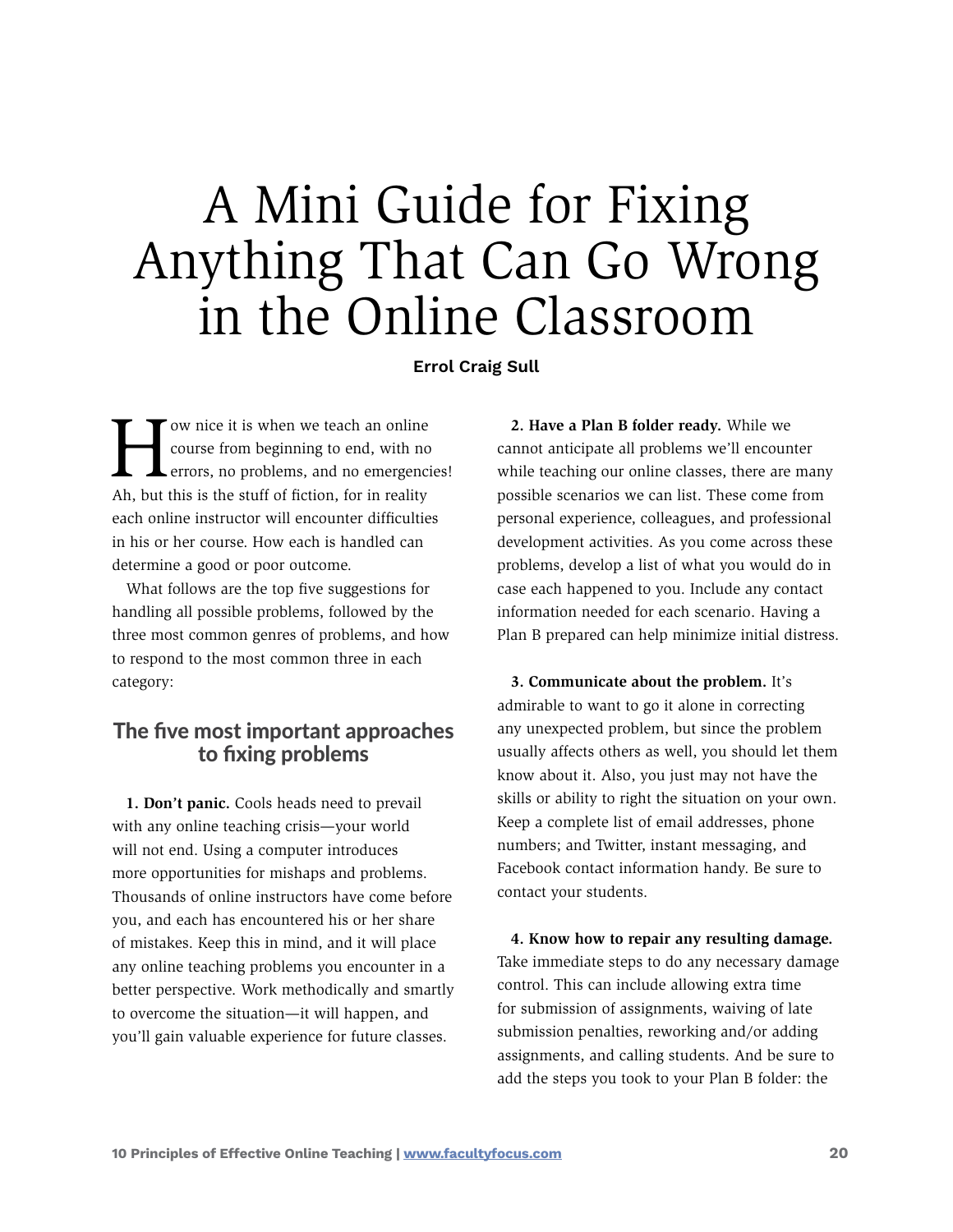# A Mini Guide for Fixing Anything That Can Go Wrong in the Online Classroom

**Errol Craig Sull**

How nice it is when we teach an online course from beginning to end, with no errors, no problems, and no emergencies! Ah, but this is the stuff of fiction, for in reality each online instructor will encounter difficulties in his or her course. How each is handled can determine a good or poor outcome.

What follows are the top five suggestions for handling all possible problems, followed by the three most common genres of problems, and how to respond to the most common three in each category:

## The five most important approaches to fixing problems

**1. Don't panic.** Cools heads need to prevail with any online teaching crisis—your world will not end. Using a computer introduces more opportunities for mishaps and problems. Thousands of online instructors have come before you, and each has encountered his or her share of mistakes. Keep this in mind, and it will place any online teaching problems you encounter in a better perspective. Work methodically and smartly to overcome the situation—it will happen, and you'll gain valuable experience for future classes.

**2. Have a Plan B folder ready.** While we cannot anticipate all problems we'll encounter while teaching our online classes, there are many possible scenarios we can list. These come from personal experience, colleagues, and professional development activities. As you come across these problems, develop a list of what you would do in case each happened to you. Include any contact information needed for each scenario. Having a Plan B prepared can help minimize initial distress.

**3. Communicate about the problem.** It's admirable to want to go it alone in correcting any unexpected problem, but since the problem usually affects others as well, you should let them know about it. Also, you just may not have the skills or ability to right the situation on your own. Keep a complete list of email addresses, phone numbers; and Twitter, instant messaging, and Facebook contact information handy. Be sure to contact your students.

**4. Know how to repair any resulting damage.** Take immediate steps to do any necessary damage control. This can include allowing extra time for submission of assignments, waiving of late submission penalties, reworking and/or adding assignments, and calling students. And be sure to add the steps you took to your Plan B folder: the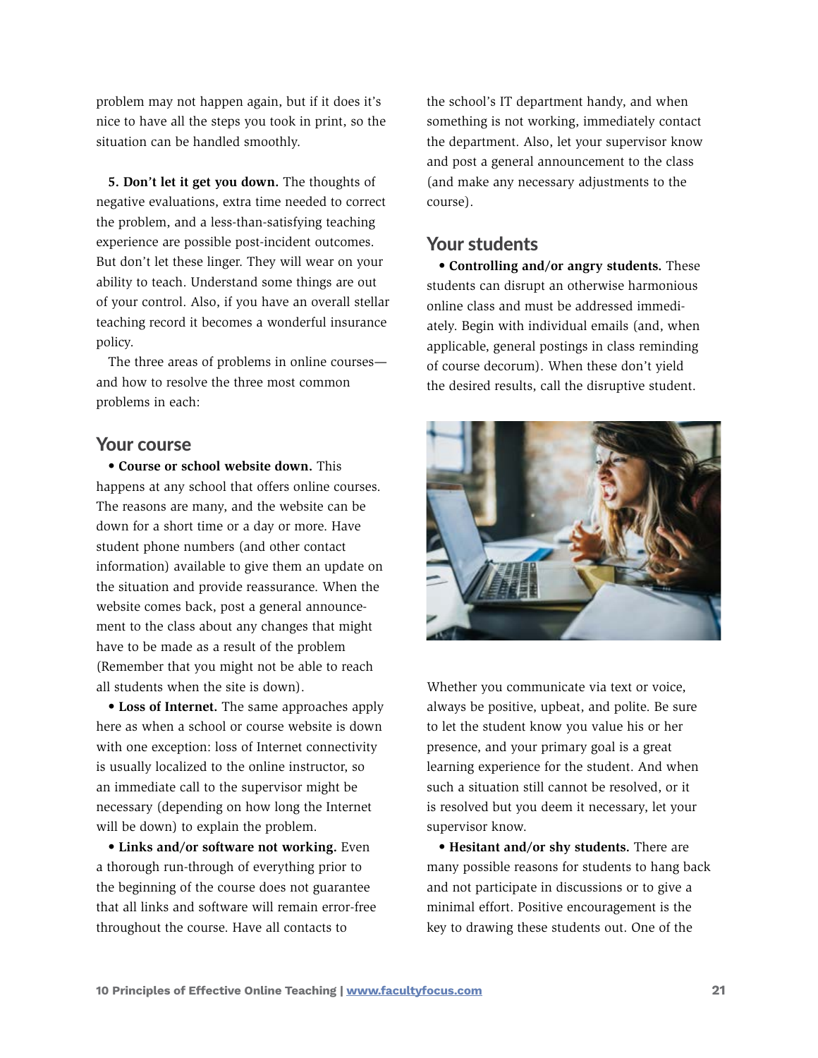problem may not happen again, but if it does it's nice to have all the steps you took in print, so the situation can be handled smoothly.

**5. Don't let it get you down.** The thoughts of negative evaluations, extra time needed to correct the problem, and a less-than-satisfying teaching experience are possible post-incident outcomes. But don't let these linger. They will wear on your ability to teach. Understand some things are out of your control. Also, if you have an overall stellar teaching record it becomes a wonderful insurance policy.

The three areas of problems in online courses—and how to resolve the three most common problems in each:

## Your course

• **Course or school website down.** This happens at any school that offers online courses. The reasons are many, and the website can be down for a short time or a day or more. Have student phone numbers (and other contact information) available to give them an update on the situation and provide reassurance. When the website comes back, post a general announcement to the class about any changes that might have to be made as a result of the problem (Remember that you might not be able to reach all students when the site is down).

• **Loss of Internet.** The same approaches apply here as when a school or course website is down with one exception: loss of Internet connectivity is usually localized to the online instructor, so an immediate call to the supervisor might be necessary (depending on how long the Internet will be down) to explain the problem.

• **Links and/or software not working.** Even a thorough run-through of everything prior to the beginning of the course does not guarantee that all links and software will remain error-free throughout the course. Have all contacts to the school's IT department handy, and when something is not working, immediately contact the department. Also, let your supervisor know and post a general announcement to the class (and make any necessary adjustments to the course).

## Your students

• **Controlling and/or angry students.** These students can disrupt an otherwise harmonious online class and must be addressed immediately. Begin with individual emails (and, when applicable, general postings in class reminding of course decorum). When these don't yield the desired results, call the disruptive student.

Whether you communicate via text or voice, always be positive, upbeat, and polite. Be sure to let the student know you value his or her presence, and your primary goal is a great learning experience for the student. And when such a situation still cannot be resolved, or it is resolved but you deem it necessary, let your supervisor know.

• **Hesitant and/or shy students.** There are many possible reasons for students to hang back and not participate in discussions or to give a minimal effort. Positive encouragement is the key to drawing these students out. One of the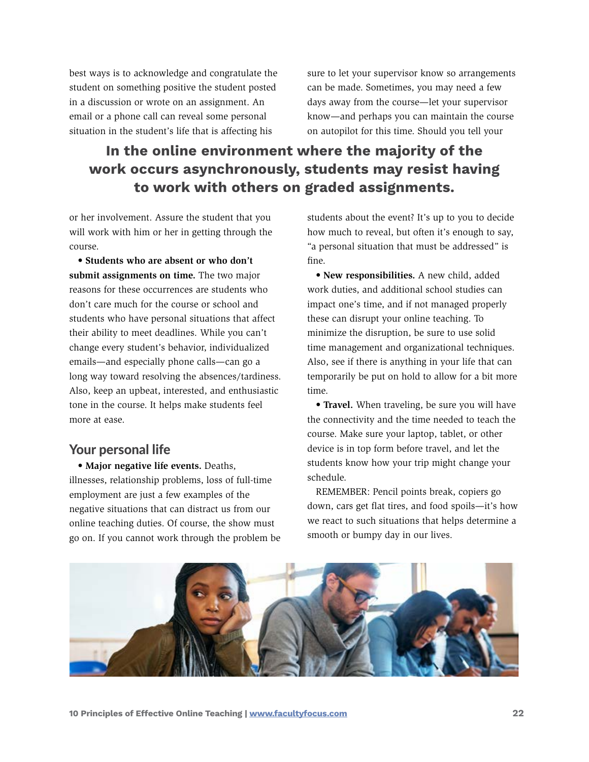best ways is to acknowledge and congratulate the student on something positive the student posted in a discussion or wrote on an assignment. An email or a phone call can reveal some personal situation in the student's life that is affecting his or her involvement. Assure the student that you will work with him or her in getting through the course.

**In the online environment where the majority of the work occurs asynchronously, students may resist having to work with others on graded assignments.**

- **Students who are absent or who don't submit assignments on time.** The two major reasons for these occurrences are students who don't care much for the course or school and students who have personal situations that affect their ability to meet deadlines. While you can't change every student's behavior, individualized emails—and especially phone calls—can go a long way toward resolving the absences/tardiness. Also, keep an upbeat, interested, and enthusiastic tone in the course. It helps make students feel more at ease.

## Your personal life

- **Major negative life events.** Deaths, illnesses, relationship problems, loss of full-time employment are just a few examples of the negative situations that can distract us from our online teaching duties. Of course, the show must go on. If you cannot work through the problem be sure to let your supervisor know so arrangements can be made. Sometimes, you may need a few days away from the course—let your supervisor know—and perhaps you can maintain the course on autopilot for this time. Should you tell your students about the event? It's up to you to decide how much to reveal, but often it's enough to say, "a personal situation that must be addressed" is fine.

- **New responsibilities.** A new child, added work duties, and additional school studies can impact one's time, and if not managed properly these can disrupt your online teaching. To minimize the disruption, be sure to use solid time management and organizational techniques. Also, see if there is anything in your life that can temporarily be put on hold to allow for a bit more time.

- **Travel.** When traveling, be sure you will have the connectivity and the time needed to teach the course. Make sure your laptop, tablet, or other device is in top form before travel, and let the students know how your trip might change your schedule.

REMEMBER: Pencil points break, copiers go down, cars get flat tires, and food spoils—it's how we react to such situations that helps determine a smooth or bumpy day in our lives.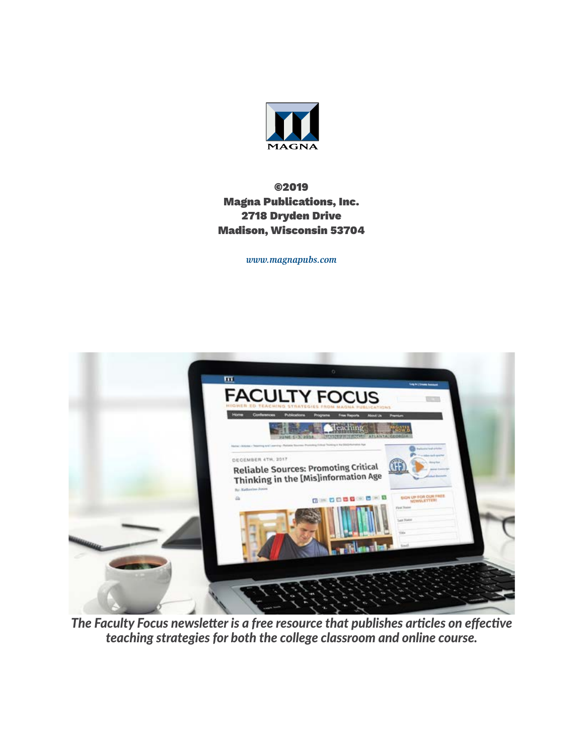**©2019**
**Magna Publications, Inc.**
**2718 Dryden Drive**
**Madison, Wisconsin 53704**

*www.magnapubs.com*

***The Faculty Focus newsletter is a free resource that publishes articles on effective teaching strategies for both the college classroom and online course.***